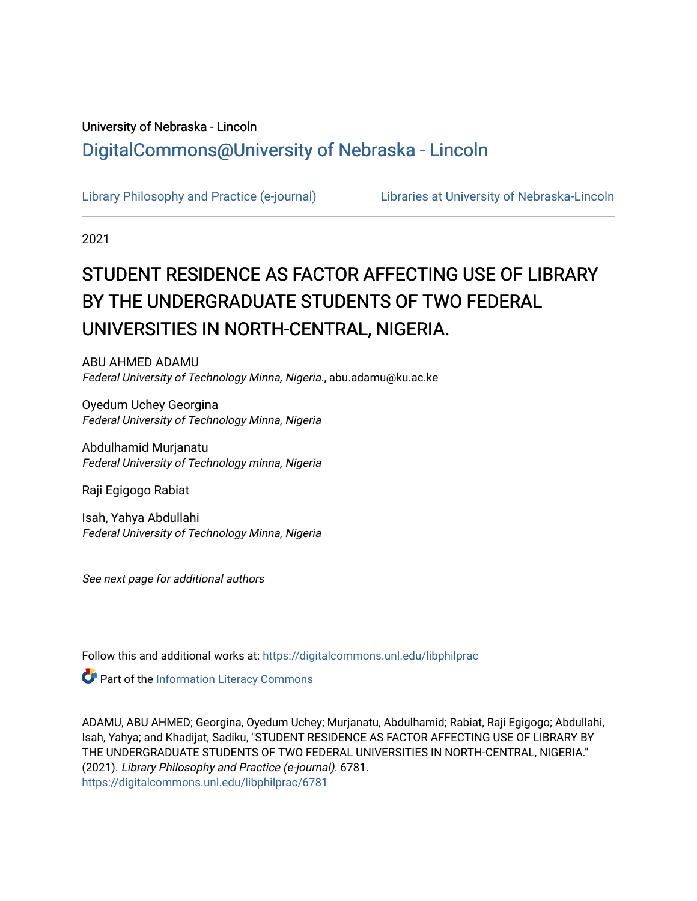University of Nebraska - Lincoln

## DigitalCommons@University of Nebraska - Lincoln

Library Philosophy and Practice (e-journal)

Libraries at University of Nebraska-Lincoln

2021

# STUDENT RESIDENCE AS FACTOR AFFECTING USE OF LIBRARY BY THE UNDERGRADUATE STUDENTS OF TWO FEDERAL UNIVERSITIES IN NORTH-CENTRAL, NIGERIA.

ABU AHMED ADAMU
*Federal University of Technology Minna, Nigeria.*, abu.adamu@ku.ac.ke

Oyedum Uchey Georgina
*Federal University of Technology Minna, Nigeria*

Abdulhamid Murjanatu
*Federal University of Technology minna, Nigeria*

Raji Egigogo Rabiat

Isah, Yahya Abdullahi
*Federal University of Technology Minna, Nigeria*

*See next page for additional authors*

Follow this and additional works at: https://digitalcommons.unl.edu/libphilprac

Part of the Information Literacy Commons

ADAMU, ABU AHMED; Georgina, Oyedum Uchey; Murjanatu, Abdulhamid; Rabiat, Raji Egigogo; Abdullahi, Isah, Yahya; and Khadijat, Sadiku, "STUDENT RESIDENCE AS FACTOR AFFECTING USE OF LIBRARY BY THE UNDERGRADUATE STUDENTS OF TWO FEDERAL UNIVERSITIES IN NORTH-CENTRAL, NIGERIA." (2021). *Library Philosophy and Practice (e-journal)*. 6781.
https://digitalcommons.unl.edu/libphilprac/6781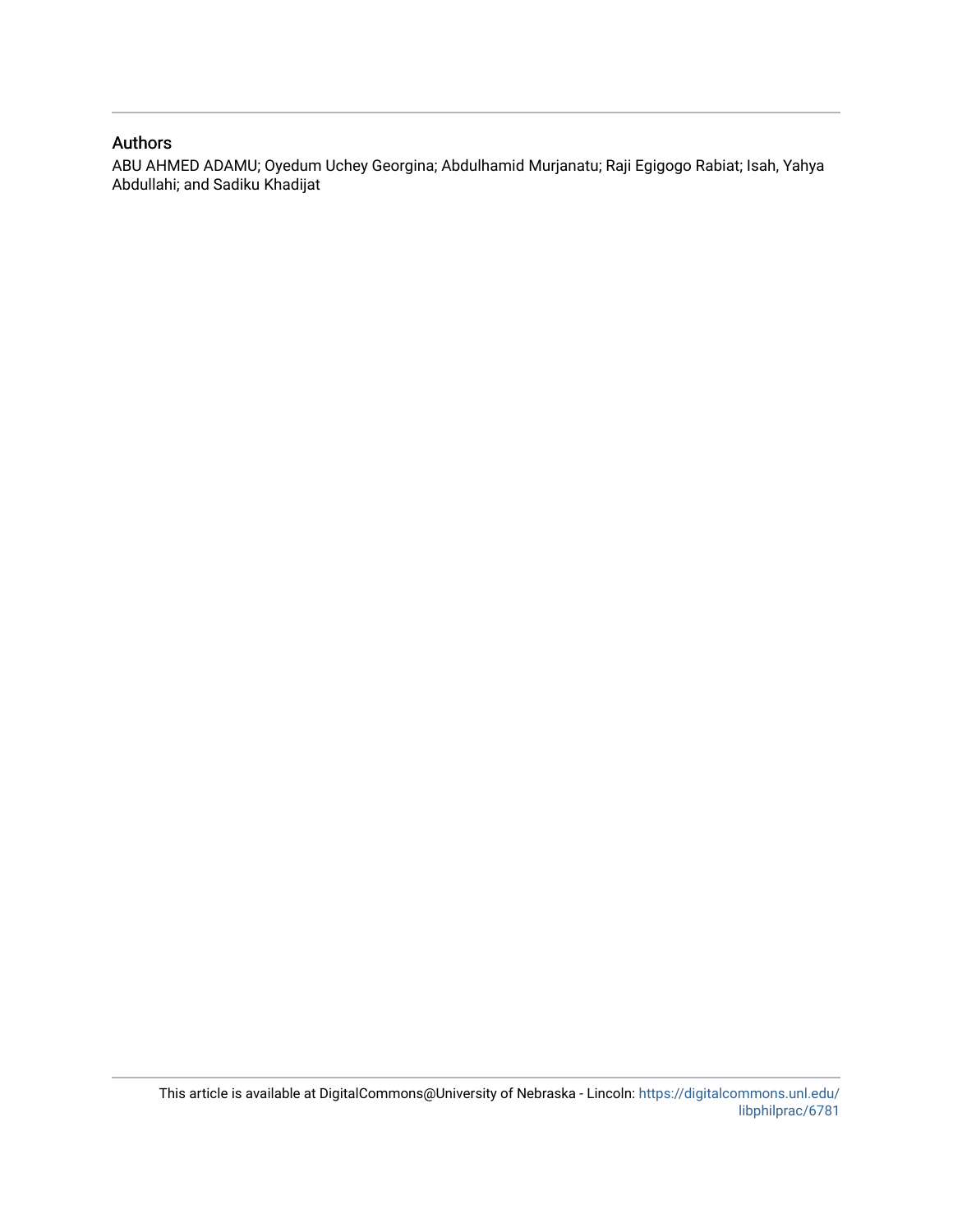## Authors

ABU AHMED ADAMU; Oyedum Uchey Georgina; Abdulhamid Murjanatu; Raji Egigogo Rabiat; Isah, Yahya Abdullahi; and Sadiku Khadijat

This article is available at DigitalCommons@University of Nebraska - Lincoln: https://digitalcommons.unl.edu/libphilprac/6781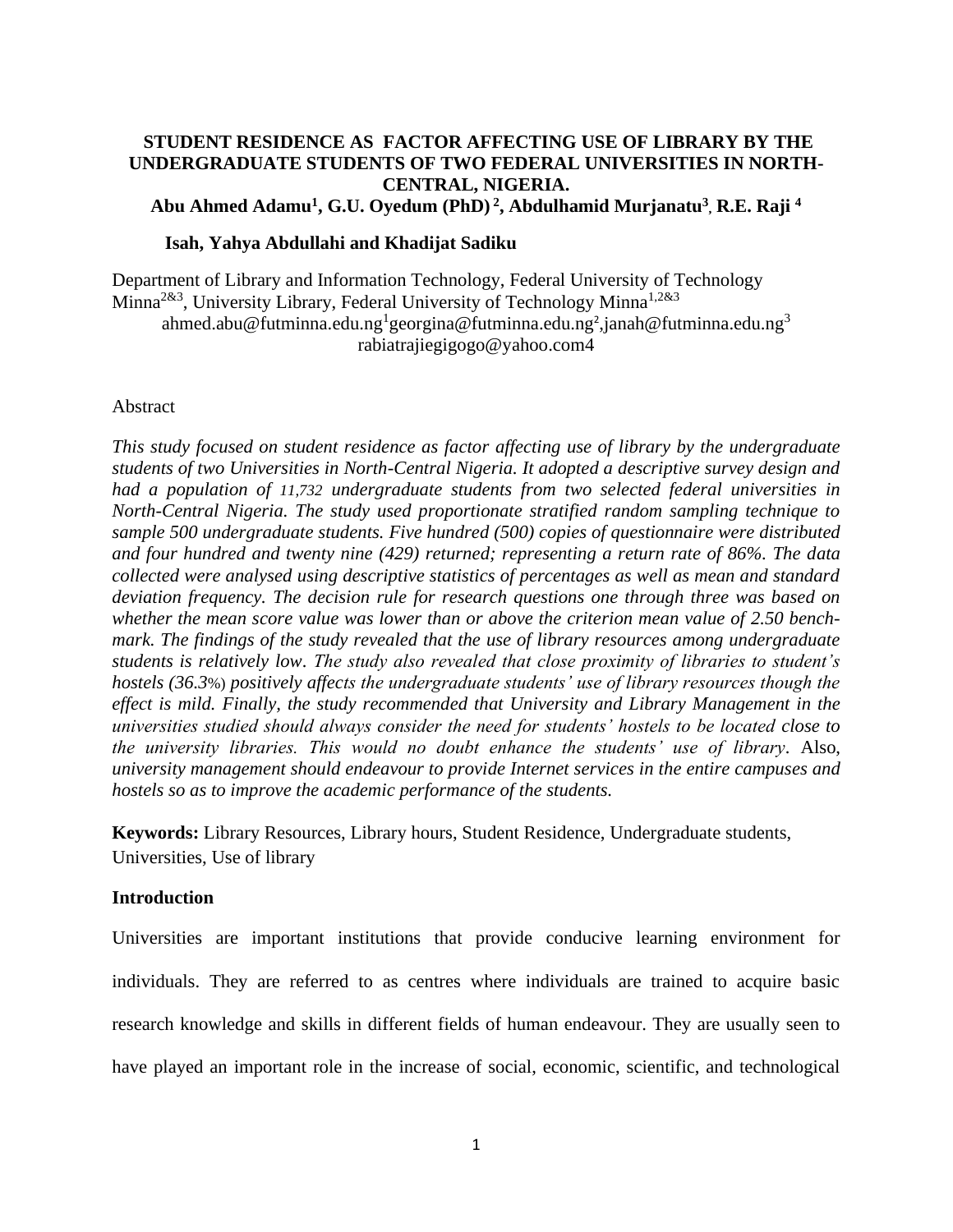**STUDENT RESIDENCE AS FACTOR AFFECTING USE OF LIBRARY BY THE UNDERGRADUATE STUDENTS OF TWO FEDERAL UNIVERSITIES IN NORTH-CENTRAL, NIGERIA.**

**Abu Ahmed Adamu[1], G.U. Oyedum (PhD)[2], Abdulhamid Murjanatu[3], R.E. Raji[4]**

**Isah, Yahya Abdullahi and Khadijat Sadiku**

Department of Library and Information Technology, Federal University of Technology Minna[2&3], University Library, Federal University of Technology Minna[1,2&3]
ahmed.abu@futminna.edu.ng[1]georgina@futminna.edu.ng[2],janah@futminna.edu.ng[3]
rabiatrajiegigogo@yahoo.com4

Abstract

*This study focused on student residence as factor affecting use of library by the undergraduate students of two Universities in North-Central Nigeria. It adopted a descriptive survey design and had a population of 11,732 undergraduate students from two selected federal universities in North-Central Nigeria. The study used proportionate stratified random sampling technique to sample 500 undergraduate students. Five hundred (500) copies of questionnaire were distributed and four hundred and twenty nine (429) returned; representing a return rate of 86%. The data collected were analysed using descriptive statistics of percentages as well as mean and standard deviation frequency. The decision rule for research questions one through three was based on whether the mean score value was lower than or above the criterion mean value of 2.50 bench-mark. The findings of the study revealed that the use of library resources among undergraduate students is relatively low. The study also revealed that close proximity of libraries to student's hostels (36.3%) positively affects the undergraduate students' use of library resources though the effect is mild. Finally, the study recommended that University and Library Management in the universities studied should always consider the need for students' hostels to be located close to the university libraries. This would no doubt enhance the students' use of library.* Also, *university management should endeavour to provide Internet services in the entire campuses and hostels so as to improve the academic performance of the students.*

**Keywords:** Library Resources, Library hours, Student Residence, Undergraduate students, Universities, Use of library

## Introduction

Universities are important institutions that provide conducive learning environment for individuals. They are referred to as centres where individuals are trained to acquire basic research knowledge and skills in different fields of human endeavour. They are usually seen to have played an important role in the increase of social, economic, scientific, and technological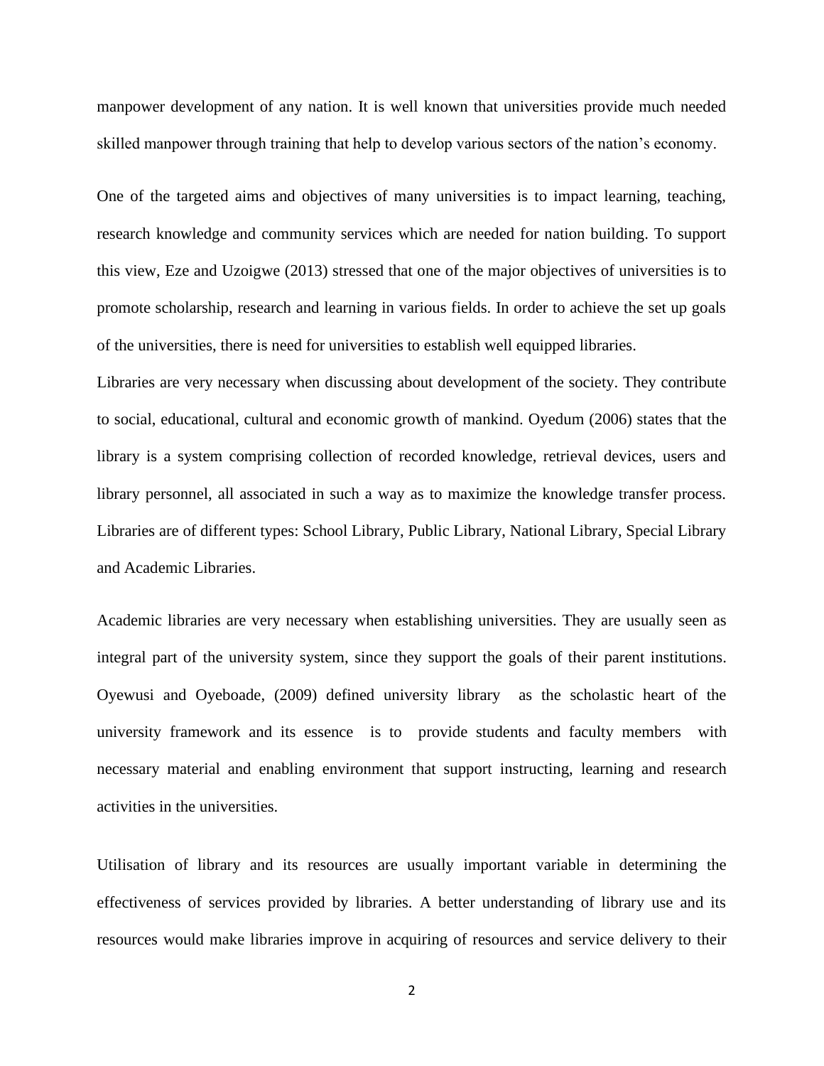manpower development of any nation. It is well known that universities provide much needed skilled manpower through training that help to develop various sectors of the nation's economy.

One of the targeted aims and objectives of many universities is to impact learning, teaching, research knowledge and community services which are needed for nation building. To support this view, Eze and Uzoigwe (2013) stressed that one of the major objectives of universities is to promote scholarship, research and learning in various fields. In order to achieve the set up goals of the universities, there is need for universities to establish well equipped libraries.

Libraries are very necessary when discussing about development of the society. They contribute to social, educational, cultural and economic growth of mankind. Oyedum (2006) states that the library is a system comprising collection of recorded knowledge, retrieval devices, users and library personnel, all associated in such a way as to maximize the knowledge transfer process. Libraries are of different types: School Library, Public Library, National Library, Special Library and Academic Libraries.

Academic libraries are very necessary when establishing universities. They are usually seen as integral part of the university system, since they support the goals of their parent institutions. Oyewusi and Oyeboade, (2009) defined university library as the scholastic heart of the university framework and its essence is to provide students and faculty members with necessary material and enabling environment that support instructing, learning and research activities in the universities.

Utilisation of library and its resources are usually important variable in determining the effectiveness of services provided by libraries. A better understanding of library use and its resources would make libraries improve in acquiring of resources and service delivery to their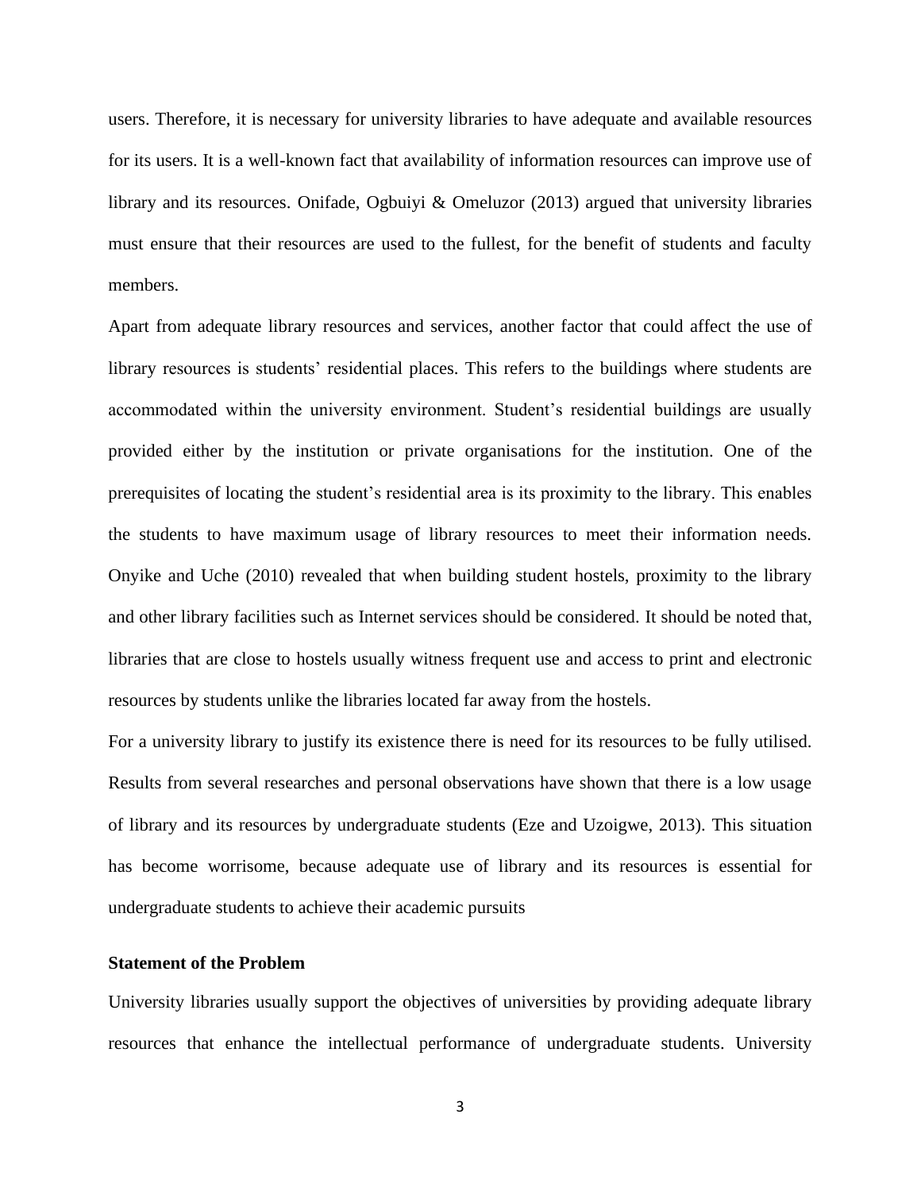users. Therefore, it is necessary for university libraries to have adequate and available resources for its users. It is a well-known fact that availability of information resources can improve use of library and its resources. Onifade, Ogbuiyi & Omeluzor (2013) argued that university libraries must ensure that their resources are used to the fullest, for the benefit of students and faculty members.

Apart from adequate library resources and services, another factor that could affect the use of library resources is students' residential places. This refers to the buildings where students are accommodated within the university environment. Student's residential buildings are usually provided either by the institution or private organisations for the institution. One of the prerequisites of locating the student's residential area is its proximity to the library. This enables the students to have maximum usage of library resources to meet their information needs. Onyike and Uche (2010) revealed that when building student hostels, proximity to the library and other library facilities such as Internet services should be considered. It should be noted that, libraries that are close to hostels usually witness frequent use and access to print and electronic resources by students unlike the libraries located far away from the hostels.

For a university library to justify its existence there is need for its resources to be fully utilised. Results from several researches and personal observations have shown that there is a low usage of library and its resources by undergraduate students (Eze and Uzoigwe, 2013). This situation has become worrisome, because adequate use of library and its resources is essential for undergraduate students to achieve their academic pursuits

**Statement of the Problem**

University libraries usually support the objectives of universities by providing adequate library resources that enhance the intellectual performance of undergraduate students. University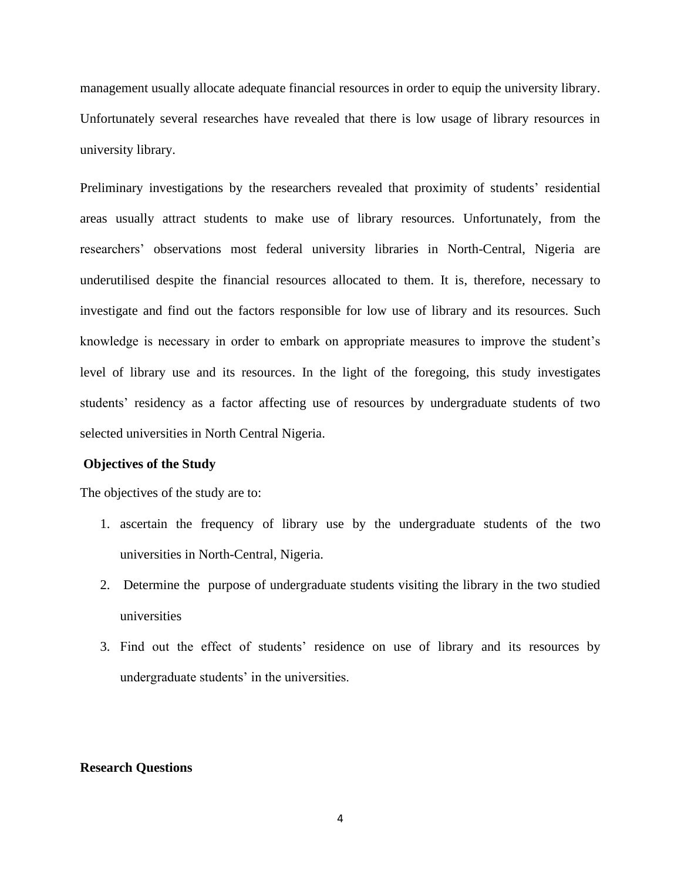management usually allocate adequate financial resources in order to equip the university library. Unfortunately several researches have revealed that there is low usage of library resources in university library.

Preliminary investigations by the researchers revealed that proximity of students' residential areas usually attract students to make use of library resources. Unfortunately, from the researchers' observations most federal university libraries in North-Central, Nigeria are underutilised despite the financial resources allocated to them. It is, therefore, necessary to investigate and find out the factors responsible for low use of library and its resources. Such knowledge is necessary in order to embark on appropriate measures to improve the student's level of library use and its resources. In the light of the foregoing, this study investigates students' residency as a factor affecting use of resources by undergraduate students of two selected universities in North Central Nigeria.

**Objectives of the Study**

The objectives of the study are to:

1. ascertain the frequency of library use by the undergraduate students of the two universities in North-Central, Nigeria.
2. Determine the purpose of undergraduate students visiting the library in the two studied universities
3. Find out the effect of students' residence on use of library and its resources by undergraduate students' in the universities.

**Research Questions**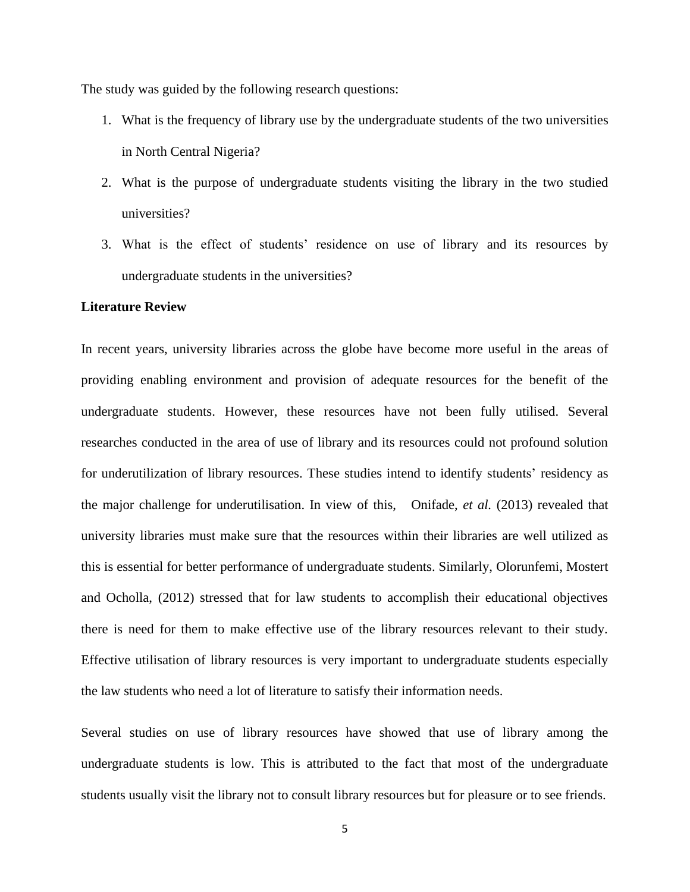The study was guided by the following research questions:

1. What is the frequency of library use by the undergraduate students of the two universities in North Central Nigeria?
2. What is the purpose of undergraduate students visiting the library in the two studied universities?
3. What is the effect of students' residence on use of library and its resources by undergraduate students in the universities?

**Literature Review**

In recent years, university libraries across the globe have become more useful in the areas of providing enabling environment and provision of adequate resources for the benefit of the undergraduate students. However, these resources have not been fully utilised. Several researches conducted in the area of use of library and its resources could not profound solution for underutilization of library resources. These studies intend to identify students' residency as the major challenge for underutilisation. In view of this, Onifade, *et al.* (2013) revealed that university libraries must make sure that the resources within their libraries are well utilized as this is essential for better performance of undergraduate students. Similarly, Olorunfemi, Mostert and Ocholla, (2012) stressed that for law students to accomplish their educational objectives there is need for them to make effective use of the library resources relevant to their study. Effective utilisation of library resources is very important to undergraduate students especially the law students who need a lot of literature to satisfy their information needs.

Several studies on use of library resources have showed that use of library among the undergraduate students is low. This is attributed to the fact that most of the undergraduate students usually visit the library not to consult library resources but for pleasure or to see friends.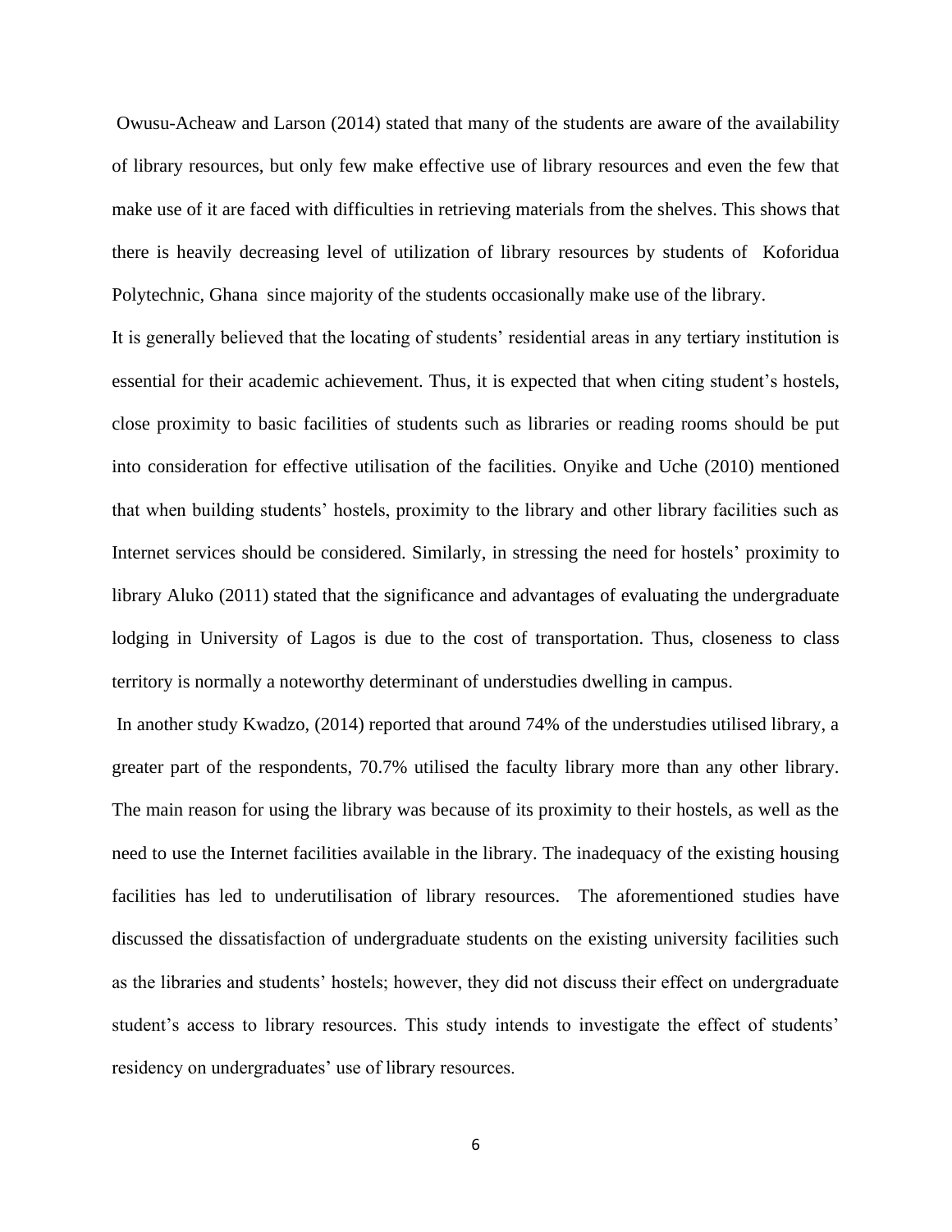Owusu-Acheaw and Larson (2014) stated that many of the students are aware of the availability of library resources, but only few make effective use of library resources and even the few that make use of it are faced with difficulties in retrieving materials from the shelves. This shows that there is heavily decreasing level of utilization of library resources by students of Koforidua Polytechnic, Ghana since majority of the students occasionally make use of the library.

It is generally believed that the locating of students' residential areas in any tertiary institution is essential for their academic achievement. Thus, it is expected that when citing student's hostels, close proximity to basic facilities of students such as libraries or reading rooms should be put into consideration for effective utilisation of the facilities. Onyike and Uche (2010) mentioned that when building students' hostels, proximity to the library and other library facilities such as Internet services should be considered. Similarly, in stressing the need for hostels' proximity to library Aluko (2011) stated that the significance and advantages of evaluating the undergraduate lodging in University of Lagos is due to the cost of transportation. Thus, closeness to class territory is normally a noteworthy determinant of understudies dwelling in campus.

In another study Kwadzo, (2014) reported that around 74% of the understudies utilised library, a greater part of the respondents, 70.7% utilised the faculty library more than any other library. The main reason for using the library was because of its proximity to their hostels, as well as the need to use the Internet facilities available in the library. The inadequacy of the existing housing facilities has led to underutilisation of library resources. The aforementioned studies have discussed the dissatisfaction of undergraduate students on the existing university facilities such as the libraries and students' hostels; however, they did not discuss their effect on undergraduate student's access to library resources. This study intends to investigate the effect of students' residency on undergraduates' use of library resources.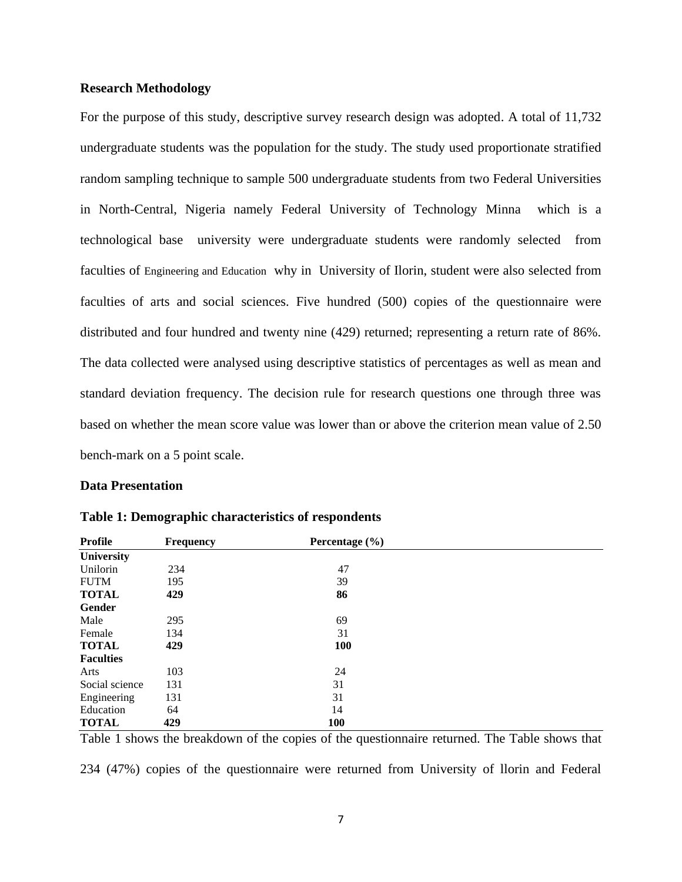**Research Methodology**

For the purpose of this study, descriptive survey research design was adopted. A total of 11,732 undergraduate students was the population for the study. The study used proportionate stratified random sampling technique to sample 500 undergraduate students from two Federal Universities in North-Central, Nigeria namely Federal University of Technology Minna which is a technological base university were undergraduate students were randomly selected from faculties of Engineering and Education why in University of Ilorin, student were also selected from faculties of arts and social sciences. Five hundred (500) copies of the questionnaire were distributed and four hundred and twenty nine (429) returned; representing a return rate of 86%. The data collected were analysed using descriptive statistics of percentages as well as mean and standard deviation frequency. The decision rule for research questions one through three was based on whether the mean score value was lower than or above the criterion mean value of 2.50 bench-mark on a 5 point scale.

**Data Presentation**

**Table 1: Demographic characteristics of respondents**

| Profile | Frequency | Percentage (%) |
|---|---|---|
| **University** | | |
| Unilorin | 234 | 47 |
| FUTM | 195 | 39 |
| **TOTAL** | **429** | **86** |
| **Gender** | | |
| Male | 295 | 69 |
| Female | 134 | 31 |
| **TOTAL** | **429** | **100** |
| **Faculties** | | |
| Arts | 103 | 24 |
| Social science | 131 | 31 |
| Engineering | 131 | 31 |
| Education | 64 | 14 |
| **TOTAL** | **429** | **100** |

Table 1 shows the breakdown of the copies of the questionnaire returned. The Table shows that 234 (47%) copies of the questionnaire were returned from University of llorin and Federal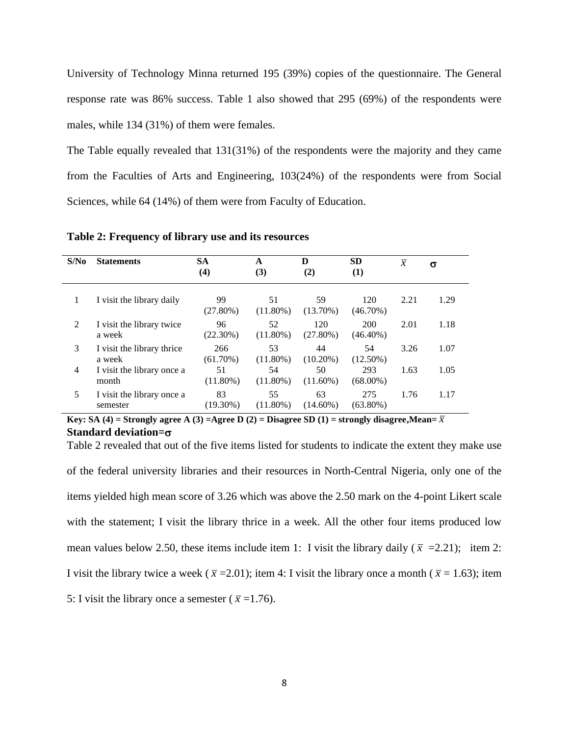University of Technology Minna returned 195 (39%) copies of the questionnaire. The General response rate was 86% success. Table 1 also showed that 295 (69%) of the respondents were males, while 134 (31%) of them were females.

The Table equally revealed that 131(31%) of the respondents were the majority and they came from the Faculties of Arts and Engineering, 103(24%) of the respondents were from Social Sciences, while 64 (14%) of them were from Faculty of Education.

**Table 2: Frequency of library use and its resources**

| S/No | Statements | SA (4) | A (3) | D (2) | SD (1) | $\bar{x}$ | $\sigma$ |
|---|---|---|---|---|---|---|---|
| 1 | I visit the library daily | 99 (27.80%) | 51 (11.80%) | 59 (13.70%) | 120 (46.70%) | 2.21 | 1.29 |
| 2 | I visit the library twice a week | 96 (22.30%) | 52 (11.80%) | 120 (27.80%) | 200 (46.40%) | 2.01 | 1.18 |
| 3 | I visit the library thrice a week | 266 (61.70%) | 53 (11.80%) | 44 (10.20%) | 54 (12.50%) | 3.26 | 1.07 |
| 4 | I visit the library once a month | 51 (11.80%) | 54 (11.80%) | 50 (11.60%) | 293 (68.00%) | 1.63 | 1.05 |
| 5 | I visit the library once a semester | 83 (19.30%) | 55 (11.80%) | 63 (14.60%) | 275 (63.80%) | 1.76 | 1.17 |

**Key: SA (4) = Strongly agree A (3) =Agree D (2) = Disagree SD (1) = strongly disagree,Mean=** $\bar{x}$
**Standard deviation=**$\sigma$

Table 2 revealed that out of the five items listed for students to indicate the extent they make use of the federal university libraries and their resources in North-Central Nigeria, only one of the items yielded high mean score of 3.26 which was above the 2.50 mark on the 4-point Likert scale with the statement; I visit the library thrice in a week. All the other four items produced low mean values below 2.50, these items include item 1: I visit the library daily ($\bar{x}$ =2.21); item 2: I visit the library twice a week ($\bar{x}$ =2.01); item 4: I visit the library once a month ($\bar{x}$ = 1.63); item 5: I visit the library once a semester ($\bar{x}$ =1.76).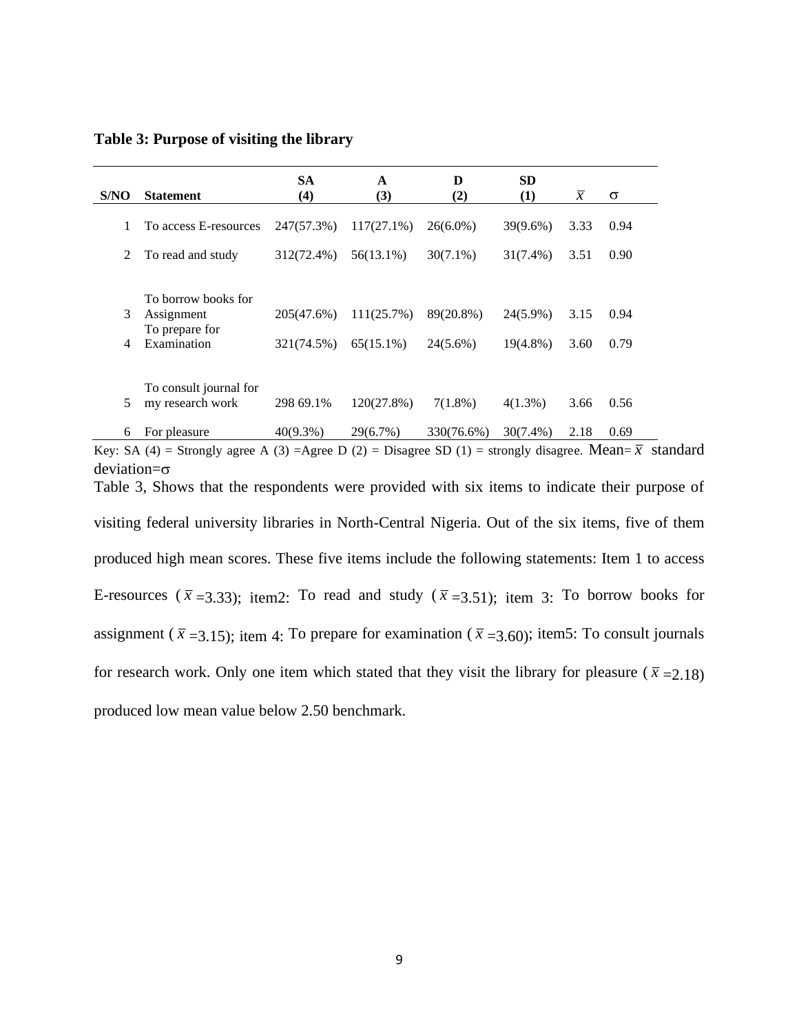**Table 3: Purpose of visiting the library**

| S/NO | Statement | SA (4) | A (3) | D (2) | SD (1) | $\bar{x}$ | σ |
|---|---|---|---|---|---|---|---|
| 1 | To access E-resources | 247(57.3%) | 117(27.1%) | 26(6.0%) | 39(9.6%) | 3.33 | 0.94 |
| 2 | To read and study | 312(72.4%) | 56(13.1%) | 30(7.1%) | 31(7.4%) | 3.51 | 0.90 |
| 3 | To borrow books for Assignment | 205(47.6%) | 111(25.7%) | 89(20.8%) | 24(5.9%) | 3.15 | 0.94 |
| 4 | To prepare for Examination | 321(74.5%) | 65(15.1%) | 24(5.6%) | 19(4.8%) | 3.60 | 0.79 |
| 5 | To consult journal for my research work | 298 69.1% | 120(27.8%) | 7(1.8%) | 4(1.3%) | 3.66 | 0.56 |
| 6 | For pleasure | 40(9.3%) | 29(6.7%) | 330(76.6%) | 30(7.4%) | 2.18 | 0.69 |

Key: SA (4) = Strongly agree A (3) =Agree D (2) = Disagree SD (1) = strongly disagree. Mean= $\bar{x}$ standard deviation=σ

Table 3, Shows that the respondents were provided with six items to indicate their purpose of visiting federal university libraries in North-Central Nigeria. Out of the six items, five of them produced high mean scores. These five items include the following statements: Item 1 to access E-resources ($\bar{x}$ =3.33); item2: To read and study ($\bar{x}$ =3.51); item 3: To borrow books for assignment ($\bar{x}$ =3.15); item 4: To prepare for examination ($\bar{x}$ =3.60); item5: To consult journals for research work. Only one item which stated that they visit the library for pleasure ($\bar{x}$ =2.18) produced low mean value below 2.50 benchmark.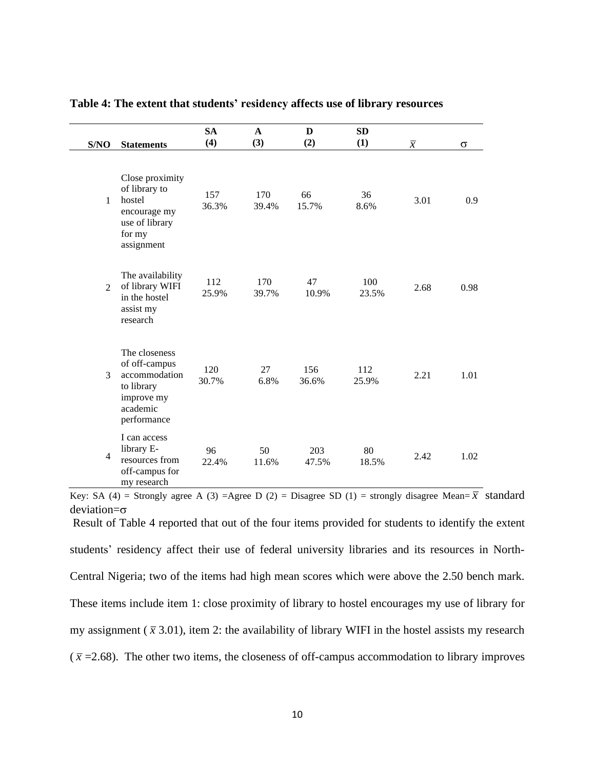**Table 4: The extent that students' residency affects use of library resources**

| S/NO | Statements | SA (4) | A (3) | D (2) | SD (1) | $\bar{x}$ | $\sigma$ |
|---|---|---|---|---|---|---|---|
| 1 | Close proximity of library to hostel encourage my use of library for my assignment | 157 36.3% | 170 39.4% | 66 15.7% | 36 8.6% | 3.01 | 0.9 |
| 2 | The availability of library WIFI in the hostel assist my research | 112 25.9% | 170 39.7% | 47 10.9% | 100 23.5% | 2.68 | 0.98 |
| 3 | The closeness of off-campus accommodation to library improve my academic performance | 120 30.7% | 27 6.8% | 156 36.6% | 112 25.9% | 2.21 | 1.01 |
| 4 | I can access library E-resources from off-campus for my research | 96 22.4% | 50 11.6% | 203 47.5% | 80 18.5% | 2.42 | 1.02 |

Key: SA (4) = Strongly agree A (3) =Agree D (2) = Disagree SD (1) = strongly disagree Mean= $\bar{x}$ standard deviation=$\sigma$

Result of Table 4 reported that out of the four items provided for students to identify the extent students' residency affect their use of federal university libraries and its resources in North-Central Nigeria; two of the items had high mean scores which were above the 2.50 bench mark. These items include item 1: close proximity of library to hostel encourages my use of library for my assignment ( $\bar{x}$ 3.01), item 2: the availability of library WIFI in the hostel assists my research ( $\bar{x}$ =2.68). The other two items, the closeness of off-campus accommodation to library improves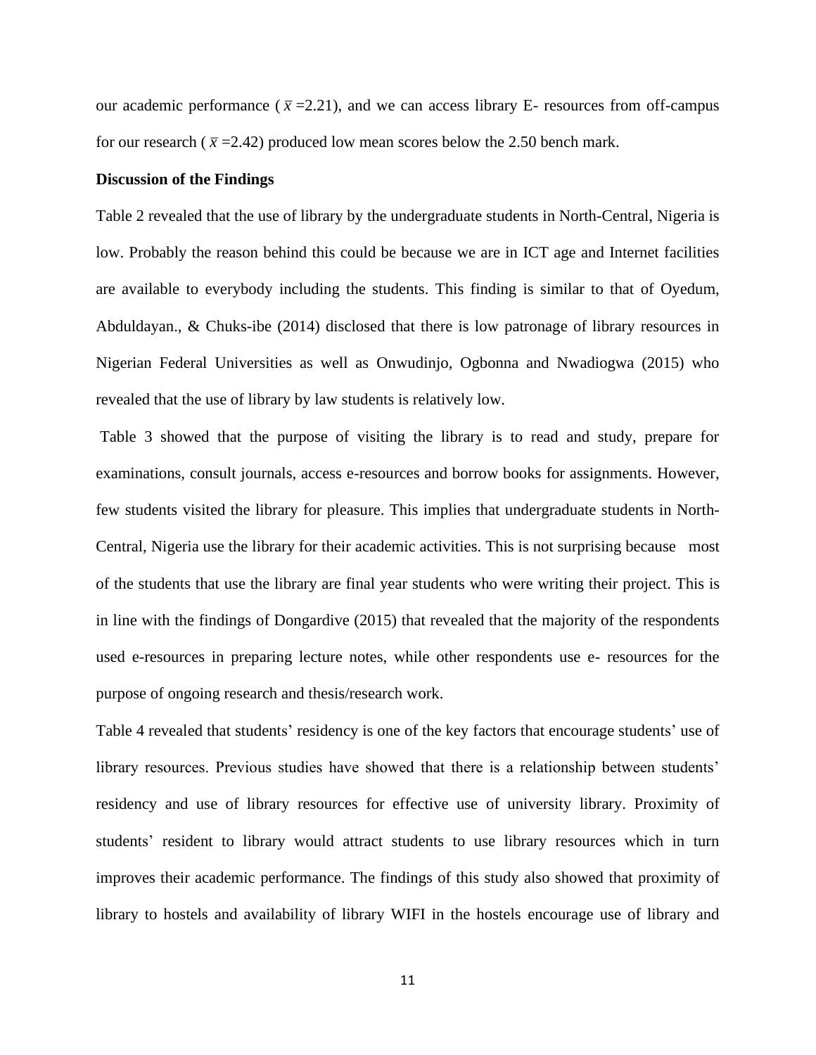our academic performance ( $\bar{x}$ =2.21), and we can access library E- resources from off-campus for our research ( $\bar{x}$ =2.42) produced low mean scores below the 2.50 bench mark.

**Discussion of the Findings**

Table 2 revealed that the use of library by the undergraduate students in North-Central, Nigeria is low. Probably the reason behind this could be because we are in ICT age and Internet facilities are available to everybody including the students. This finding is similar to that of Oyedum, Abduldayan., & Chuks-ibe (2014) disclosed that there is low patronage of library resources in Nigerian Federal Universities as well as Onwudinjo, Ogbonna and Nwadiogwa (2015) who revealed that the use of library by law students is relatively low.

Table 3 showed that the purpose of visiting the library is to read and study, prepare for examinations, consult journals, access e-resources and borrow books for assignments. However, few students visited the library for pleasure. This implies that undergraduate students in North-Central, Nigeria use the library for their academic activities. This is not surprising because most of the students that use the library are final year students who were writing their project. This is in line with the findings of Dongardive (2015) that revealed that the majority of the respondents used e-resources in preparing lecture notes, while other respondents use e- resources for the purpose of ongoing research and thesis/research work.

Table 4 revealed that students' residency is one of the key factors that encourage students' use of library resources. Previous studies have showed that there is a relationship between students' residency and use of library resources for effective use of university library. Proximity of students' resident to library would attract students to use library resources which in turn improves their academic performance. The findings of this study also showed that proximity of library to hostels and availability of library WIFI in the hostels encourage use of library and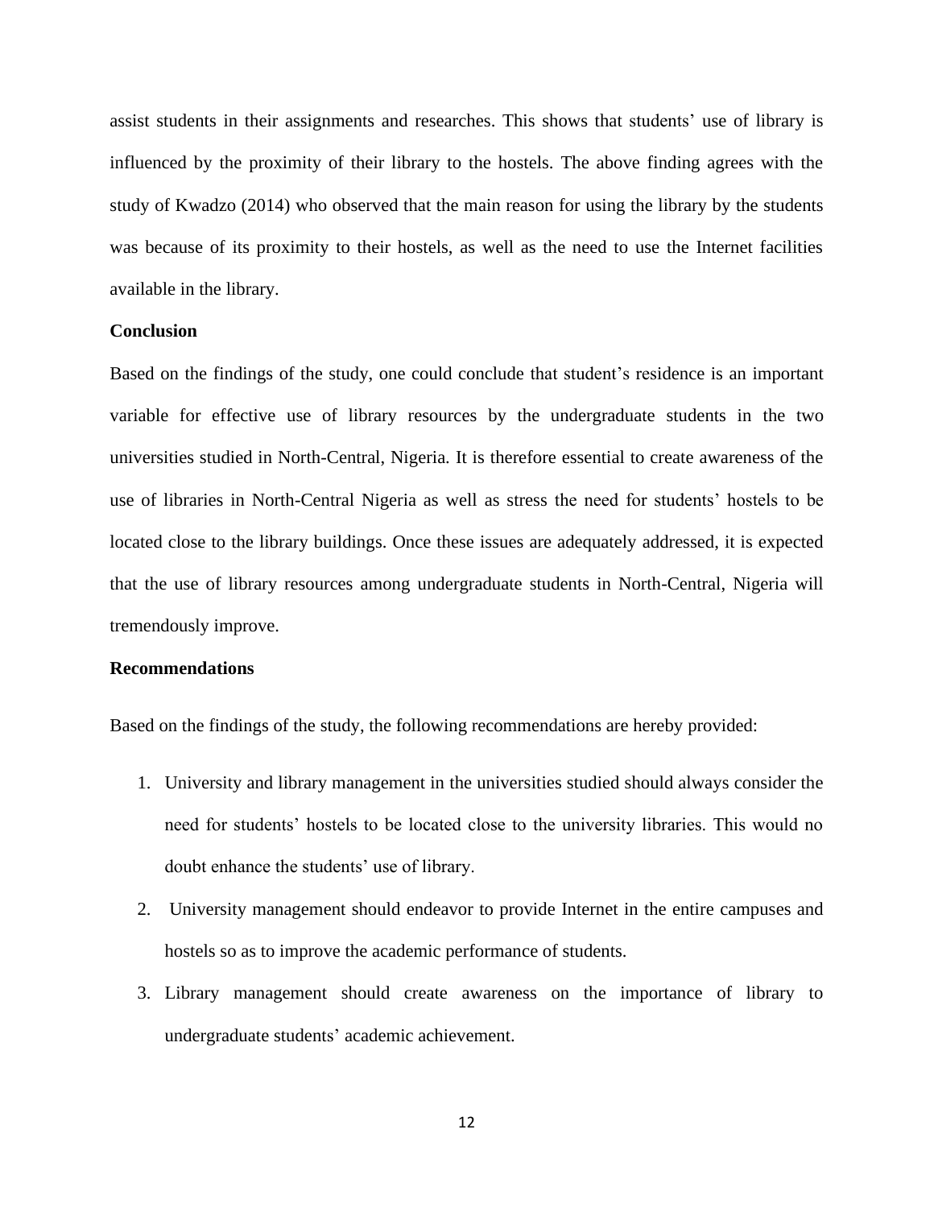assist students in their assignments and researches. This shows that students' use of library is influenced by the proximity of their library to the hostels. The above finding agrees with the study of Kwadzo (2014) who observed that the main reason for using the library by the students was because of its proximity to their hostels, as well as the need to use the Internet facilities available in the library.

**Conclusion**

Based on the findings of the study, one could conclude that student's residence is an important variable for effective use of library resources by the undergraduate students in the two universities studied in North-Central, Nigeria. It is therefore essential to create awareness of the use of libraries in North-Central Nigeria as well as stress the need for students' hostels to be located close to the library buildings. Once these issues are adequately addressed, it is expected that the use of library resources among undergraduate students in North-Central, Nigeria will tremendously improve.

**Recommendations**

Based on the findings of the study, the following recommendations are hereby provided:

1. University and library management in the universities studied should always consider the need for students' hostels to be located close to the university libraries. This would no doubt enhance the students' use of library.
2. University management should endeavor to provide Internet in the entire campuses and hostels so as to improve the academic performance of students.
3. Library management should create awareness on the importance of library to undergraduate students' academic achievement.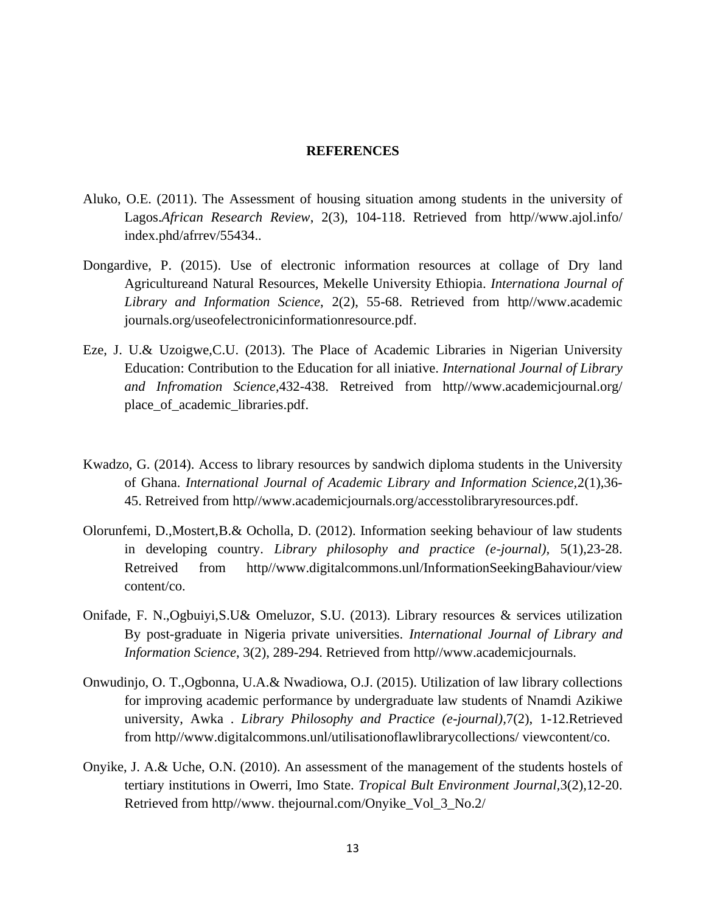# REFERENCES

Aluko, O.E. (2011). The Assessment of housing situation among students in the university of Lagos.*African Research Review*, 2(3), 104-118. Retrieved from http//www.ajol.info/ index.phd/afrrev/55434..

Dongardive, P. (2015). Use of electronic information resources at collage of Dry land Agricultureand Natural Resources, Mekelle University Ethiopia. *Internationa Journal of Library and Information Science*, 2(2), 55-68. Retrieved from http//www.academic journals.org/useofelectronicinformationresource.pdf.

Eze, J. U.& Uzoigwe,C.U. (2013). The Place of Academic Libraries in Nigerian University Education: Contribution to the Education for all iniative. *International Journal of Library and Infromation Science*,432-438. Retreived from http//www.academicjournal.org/ place_of_academic_libraries.pdf.

Kwadzo, G. (2014). Access to library resources by sandwich diploma students in the University of Ghana. *International Journal of Academic Library and Information Science*,2(1),36-45. Retreived from http//www.academicjournals.org/accesstolibraryresources.pdf.

Olorunfemi, D.,Mostert,B.& Ocholla, D. (2012). Information seeking behaviour of law students in developing country. *Library philosophy and practice (e-journal)*, 5(1),23-28. Retreived from http//www.digitalcommons.unl/InformationSeekingBahaviour/view content/co.

Onifade, F. N.,Ogbuiyi,S.U& Omeluzor, S.U. (2013). Library resources & services utilization By post-graduate in Nigeria private universities. *International Journal of Library and Information Science*, 3(2), 289-294. Retrieved from http//www.academicjournals.

Onwudinjo, O. T.,Ogbonna, U.A.& Nwadiowa, O.J. (2015). Utilization of law library collections for improving academic performance by undergraduate law students of Nnamdi Azikiwe university, Awka . *Library Philosophy and Practice (e-journal)*,7(2), 1-12.Retrieved from http//www.digitalcommons.unl/utilisationoflawlibrarycollections/ viewcontent/co.

Onyike, J. A.& Uche, O.N. (2010). An assessment of the management of the students hostels of tertiary institutions in Owerri, Imo State. *Tropical Bult Environment Journal*,3(2),12-20. Retrieved from http//www. thejournal.com/Onyike_Vol_3_No.2/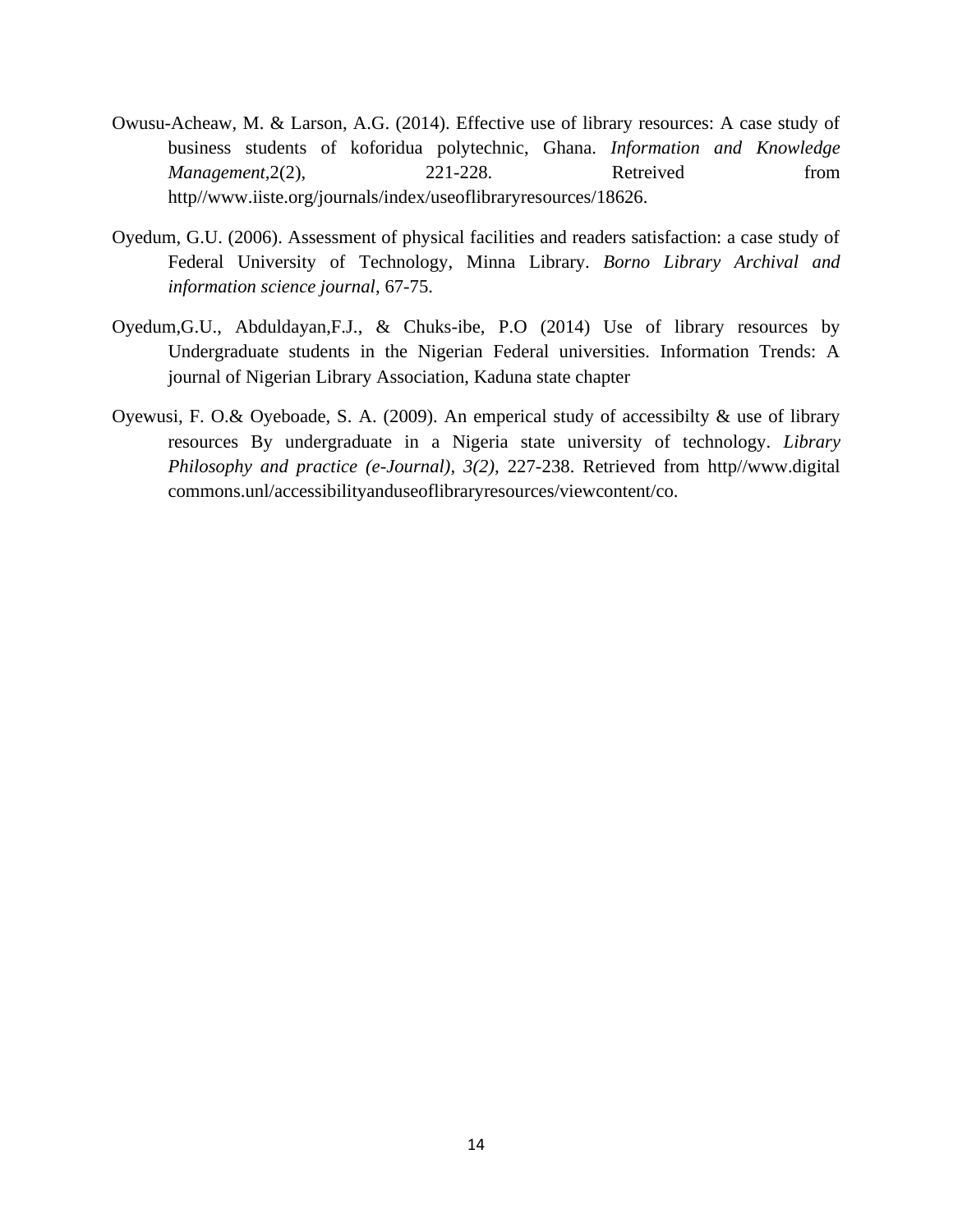Owusu-Acheaw, M. & Larson, A.G. (2014). Effective use of library resources: A case study of business students of koforidua polytechnic, Ghana. *Information and Knowledge Management*,2(2), 221-228. Retreived from http//www.iiste.org/journals/index/useoflibraryresources/18626.

Oyedum, G.U. (2006). Assessment of physical facilities and readers satisfaction: a case study of Federal University of Technology, Minna Library. *Borno Library Archival and information science journal*, 67-75.

Oyedum,G.U., Abduldayan,F.J., & Chuks-ibe, P.O (2014) Use of library resources by Undergraduate students in the Nigerian Federal universities. Information Trends: A journal of Nigerian Library Association, Kaduna state chapter

Oyewusi, F. O.& Oyeboade, S. A. (2009). An emperical study of accessibilty & use of library resources By undergraduate in a Nigeria state university of technology. *Library Philosophy and practice (e-Journal), 3(2),* 227-238. Retrieved from http//www.digital commons.unl/accessibilityanduseoflibraryresources/viewcontent/co.